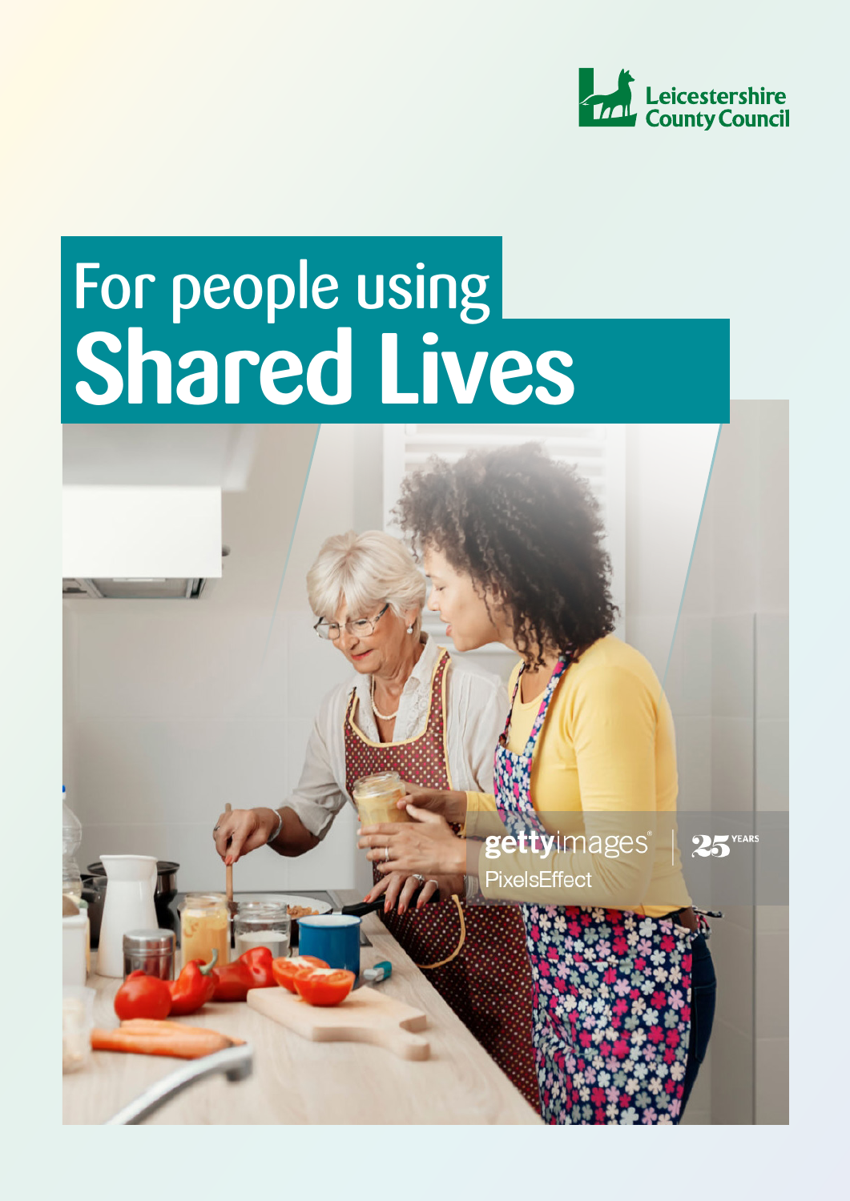Leicestershire County Council

# For people using Shared Lives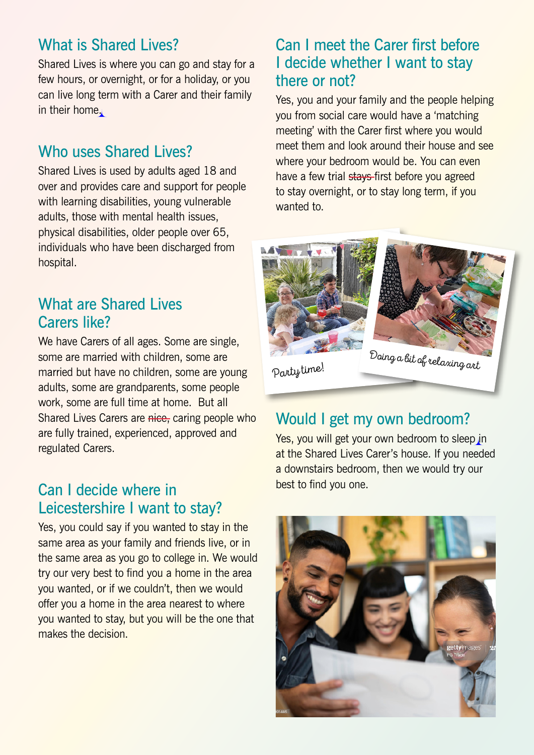## What is Shared Lives?

Shared Lives is where you can go and stay for a few hours, or overnight, or for a holiday, or you can live long term with a Carer and their family in their home.

## Who uses Shared Lives?

Shared Lives is used by adults aged 18 and over and provides care and support for people with learning disabilities, young vulnerable adults, those with mental health issues, physical disabilities, older people over 65, individuals who have been discharged from hospital.

## What are Shared Lives Carers like?

We have Carers of all ages. Some are single, some are married with children, some are married but have no children, some are young adults, some are grandparents, some people work, some are full time at home. But all Shared Lives Carers are ~~nice,~~ caring people who are fully trained, experienced, approved and regulated Carers.

## Can I decide where in Leicestershire I want to stay?

Yes, you could say if you wanted to stay in the same area as your family and friends live, or in the same area as you go to college in. We would try our very best to find you a home in the area you wanted, or if we couldn't, then we would offer you a home in the area nearest to where you wanted to stay, but you will be the one that makes the decision.

## Can I meet the Carer first before I decide whether I want to stay there or not?

Yes, you and your family and the people helping you from social care would have a 'matching meeting' with the Carer first where you would meet them and look around their house and see where your bedroom would be. You can even have a few trial ~~stays~~ first before you agreed to stay overnight, or to stay long term, if you wanted to.

Party time!

Doing a bit of relaxing art

## Would I get my own bedroom?

Yes, you will get your own bedroom to sleep in at the Shared Lives Carer's house. If you needed a downstairs bedroom, then we would try our best to find you one.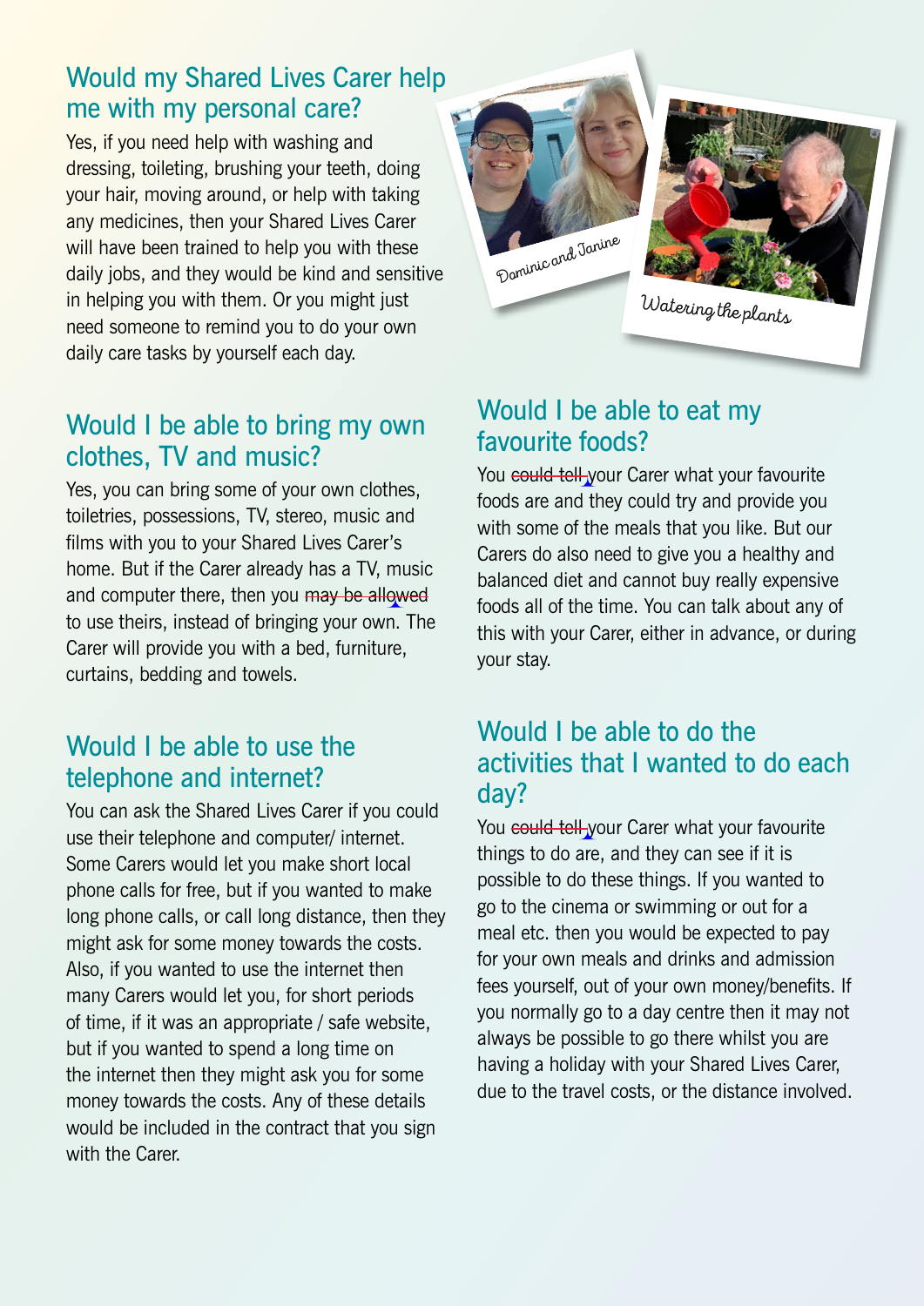## Would my Shared Lives Carer help me with my personal care?

Yes, if you need help with washing and dressing, toileting, brushing your teeth, doing your hair, moving around, or help with taking any medicines, then your Shared Lives Carer will have been trained to help you with these daily jobs, and they would be kind and sensitive in helping you with them. Or you might just need someone to remind you to do your own daily care tasks by yourself each day.

Dominic and Janine

Watering the plants

## Would I be able to bring my own clothes, TV and music?

Yes, you can bring some of your own clothes, toiletries, possessions, TV, stereo, music and films with you to your Shared Lives Carer's home. But if the Carer already has a TV, music and computer there, then you ~~may be allowed~~ to use theirs, instead of bringing your own. The Carer will provide you with a bed, furniture, curtains, bedding and towels.

## Would I be able to use the telephone and internet?

You can ask the Shared Lives Carer if you could use their telephone and computer/ internet. Some Carers would let you make short local phone calls for free, but if you wanted to make long phone calls, or call long distance, then they might ask for some money towards the costs. Also, if you wanted to use the internet then many Carers would let you, for short periods of time, if it was an appropriate / safe website, but if you wanted to spend a long time on the internet then they might ask you for some money towards the costs. Any of these details would be included in the contract that you sign with the Carer.

## Would I be able to eat my favourite foods?

You ~~could tell~~ your Carer what your favourite foods are and they could try and provide you with some of the meals that you like. But our Carers do also need to give you a healthy and balanced diet and cannot buy really expensive foods all of the time. You can talk about any of this with your Carer, either in advance, or during your stay.

## Would I be able to do the activities that I wanted to do each day?

You ~~could tell~~ your Carer what your favourite things to do are, and they can see if it is possible to do these things. If you wanted to go to the cinema or swimming or out for a meal etc. then you would be expected to pay for your own meals and drinks and admission fees yourself, out of your own money/benefits. If you normally go to a day centre then it may not always be possible to go there whilst you are having a holiday with your Shared Lives Carer, due to the travel costs, or the distance involved.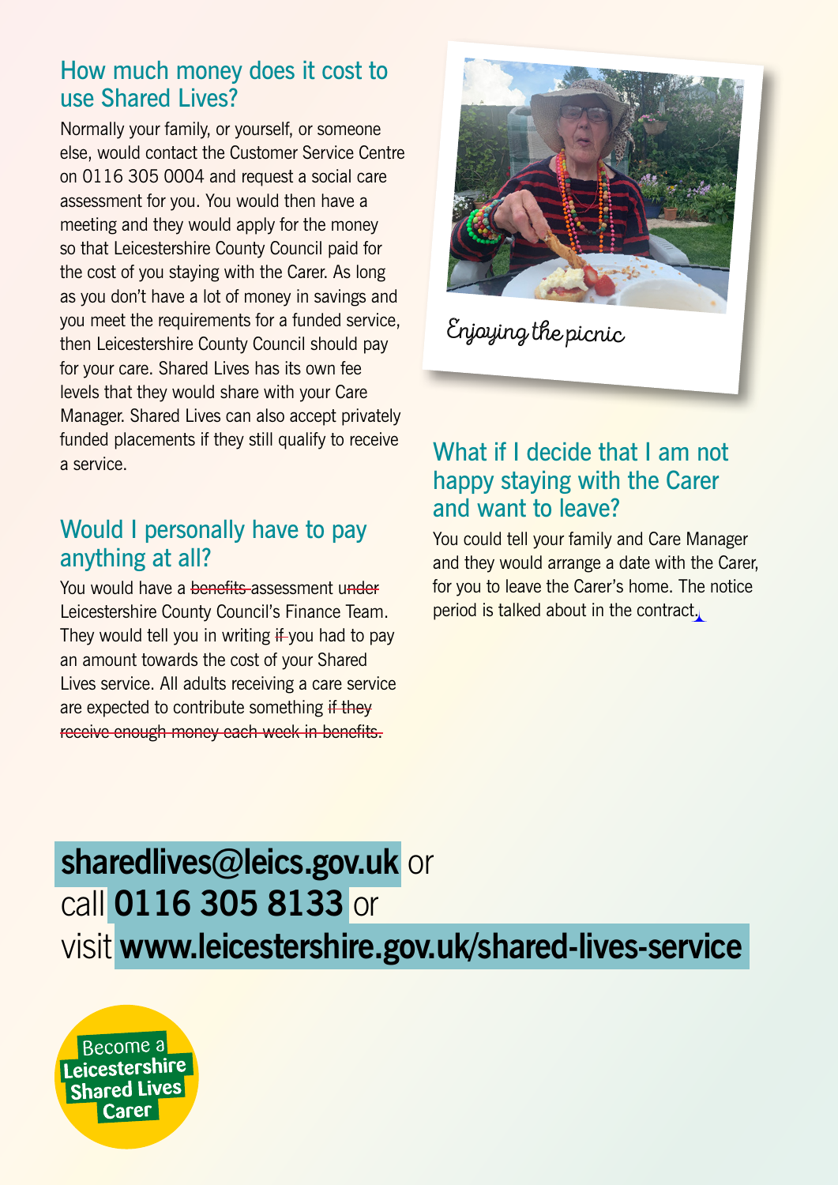## How much money does it cost to use Shared Lives?

Normally your family, or yourself, or someone else, would contact the Customer Service Centre on 0116 305 0004 and request a social care assessment for you. You would then have a meeting and they would apply for the money so that Leicestershire County Council paid for the cost of you staying with the Carer. As long as you don't have a lot of money in savings and you meet the requirements for a funded service, then Leicestershire County Council should pay for your care. Shared Lives has its own fee levels that they would share with your Care Manager. Shared Lives can also accept privately funded placements if they still qualify to receive a service.

## Would I personally have to pay anything at all?

You would have a ~~benefits~~ assessment u~~nder~~ Leicestershire County Council's Finance Team. They would tell you in writing ~~if~~ you had to pay an amount towards the cost of your Shared Lives service. All adults receiving a care service are expected to contribute something ~~if they receive enough money each week in benefits.~~

Enjoying the picnic

## What if I decide that I am not happy staying with the Carer and want to leave?

You could tell your family and Care Manager and they would arrange a date with the Carer, for you to leave the Carer's home. The notice period is talked about in the contract.

**sharedlives@leics.gov.uk** or
call **0116 305 8133** or
visit **www.leicestershire.gov.uk/shared-lives-service**

Become a **Leicestershire Shared Lives Carer**